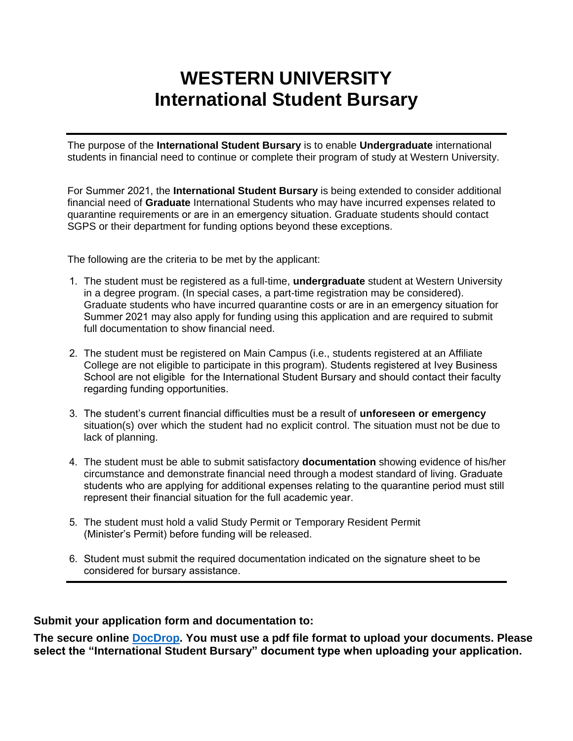# WESTERN UNIVERSITY
# International Student Bursary

---

The purpose of the **International Student Bursary** is to enable **Undergraduate** international students in financial need to continue or complete their program of study at Western University.

For Summer 2021, the **International Student Bursary** is being extended to consider additional financial need of **Graduate** International Students who may have incurred expenses related to quarantine requirements or are in an emergency situation. Graduate students should contact SGPS or their department for funding options beyond these exceptions.

The following are the criteria to be met by the applicant:

1. The student must be registered as a full-time, **undergraduate** student at Western University in a degree program. (In special cases, a part-time registration may be considered). Graduate students who have incurred quarantine costs or are in an emergency situation for Summer 2021 may also apply for funding using this application and are required to submit full documentation to show financial need.

2. The student must be registered on Main Campus (i.e., students registered at an Affiliate College are not eligible to participate in this program). Students registered at Ivey Business School are not eligible for the International Student Bursary and should contact their faculty regarding funding opportunities.

3. The student's current financial difficulties must be a result of **unforeseen or emergency** situation(s) over which the student had no explicit control. The situation must not be due to lack of planning.

4. The student must be able to submit satisfactory **documentation** showing evidence of his/her circumstance and demonstrate financial need through a modest standard of living. Graduate students who are applying for additional expenses relating to the quarantine period must still represent their financial situation for the full academic year.

5. The student must hold a valid Study Permit or Temporary Resident Permit (Minister's Permit) before funding will be released.

6. Student must submit the required documentation indicated on the signature sheet to be considered for bursary assistance.

---

**Submit your application form and documentation to:**

**The secure online DocDrop. You must use a pdf file format to upload your documents. Please select the "International Student Bursary" document type when uploading your application.**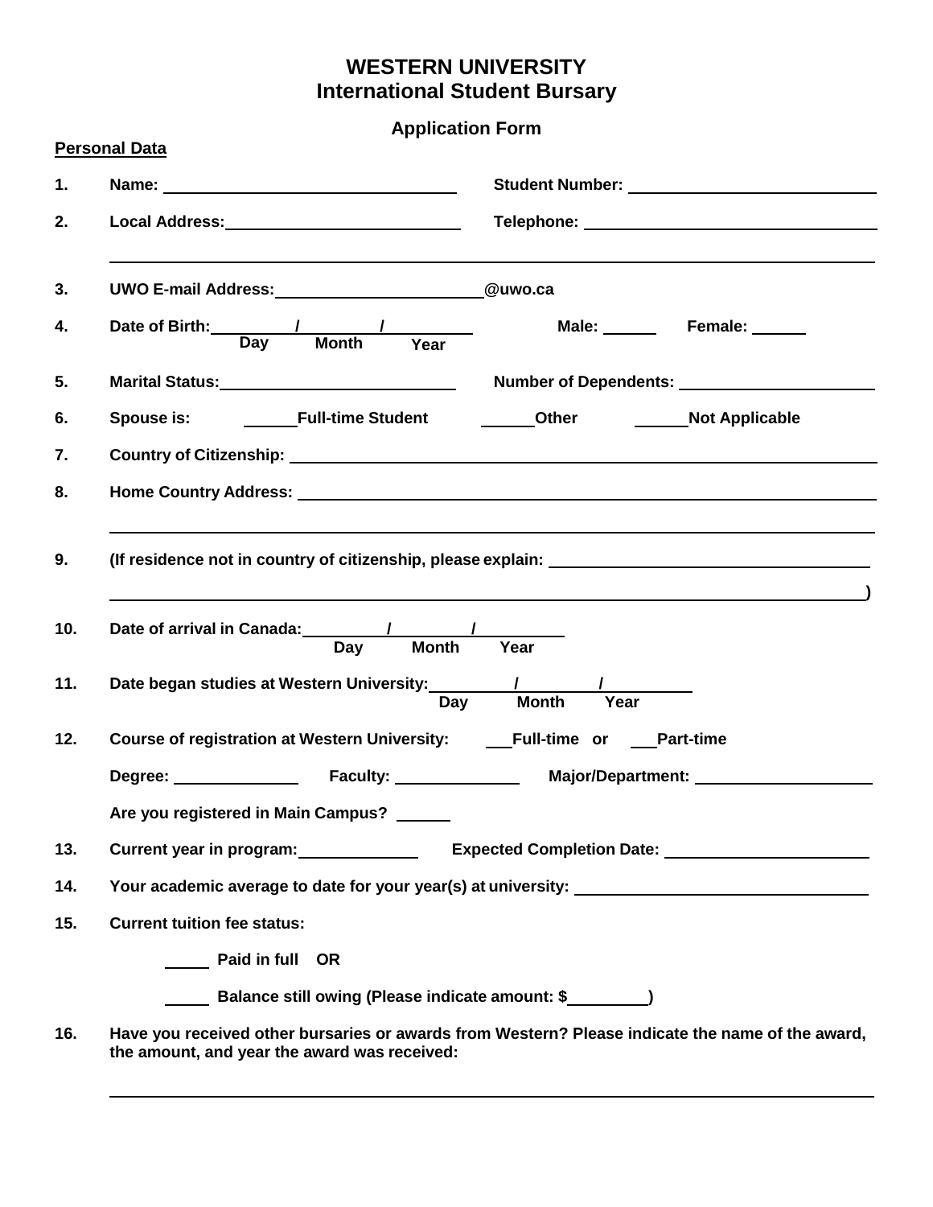# WESTERN UNIVERSITY
## International Student Bursary

### Application Form

**Personal Data**

**1.** **Name:** ______________________ **Student Number:** ______________________

**2.** **Local Address:** ______________________ **Telephone:** ______________________

______________________________________________________________________

**3.** **UWO E-mail Address:** ______________________**@uwo.ca**

**4.** **Date of Birth:** ______ / ______ / ______ **Male:** ______ **Female:** ______
**Day** **Month** **Year**

**5.** **Marital Status:** ______________________ **Number of Dependents:** ______________________

**6.** **Spouse is:** ______ **Full-time Student** ______ **Other** ______ **Not Applicable**

**7.** **Country of Citizenship:** ______________________________________________

**8.** **Home Country Address:** ______________________________________________

______________________________________________________________________

**9.** **(If residence not in country of citizenship, please explain:** ______________________

______________________________________________________________________**)**

**10.** **Date of arrival in Canada:** ______ / ______ / ______
**Day** **Month** **Year**

**11.** **Date began studies at Western University:** ______ / ______ / ______
**Day** **Month** **Year**

**12.** **Course of registration at Western University:** ___ **Full-time or** ___ **Part-time**

**Degree:** ______________ **Faculty:** ______________ **Major/Department:** ______________

**Are you registered in Main Campus?** ______

**13.** **Current year in program:** ______________ **Expected Completion Date:** ______________

**14.** **Your academic average to date for your year(s) at university:** ______________________

**15.** **Current tuition fee status:**

_____ **Paid in full OR**

_____ **Balance still owing (Please indicate amount: $**_________**)**

**16.** **Have you received other bursaries or awards from Western? Please indicate the name of the award, the amount, and year the award was received:**

______________________________________________________________________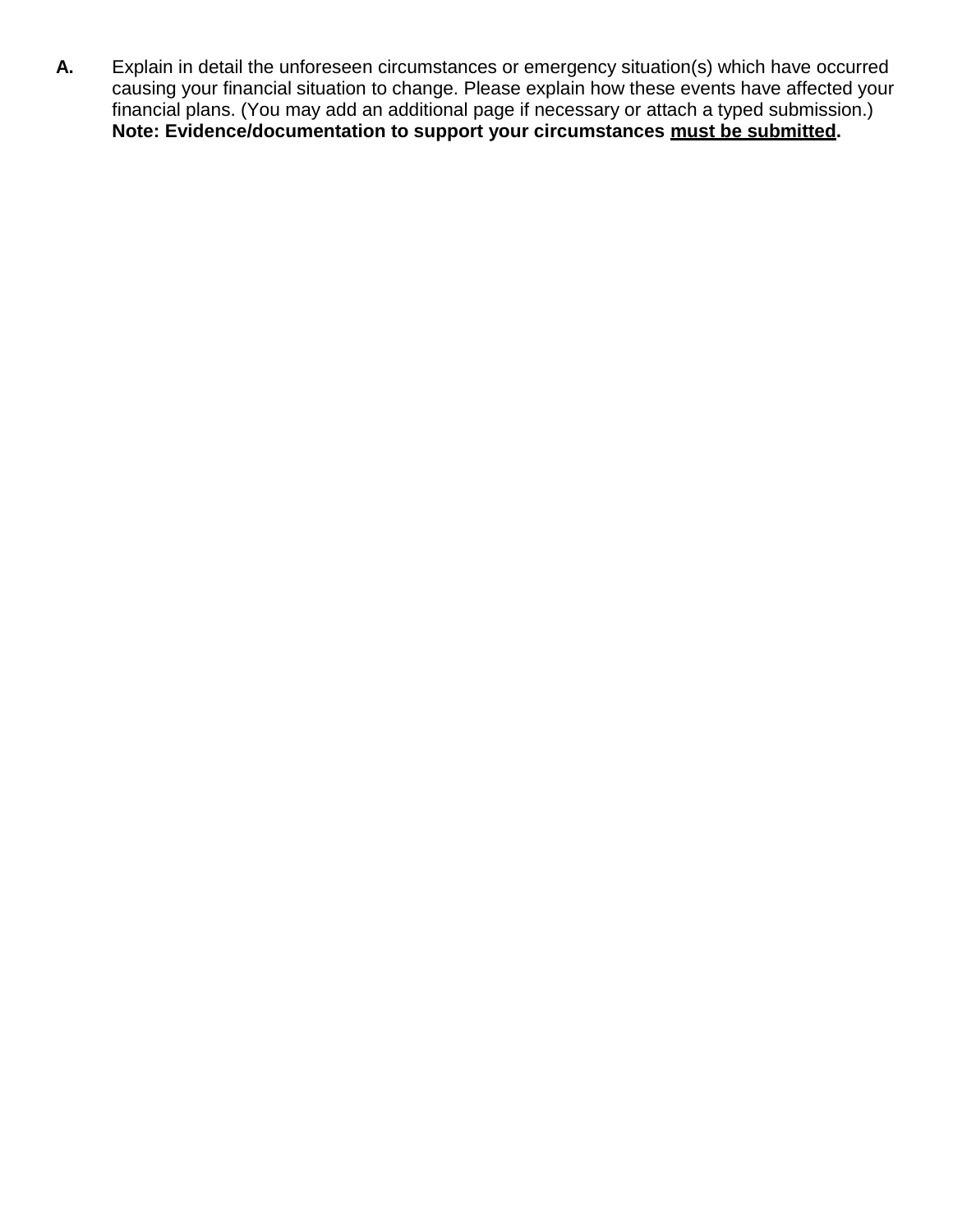**A.** Explain in detail the unforeseen circumstances or emergency situation(s) which have occurred causing your financial situation to change. Please explain how these events have affected your financial plans. (You may add an additional page if necessary or attach a typed submission.) **Note: Evidence/documentation to support your circumstances <u>must be submitted</u>.**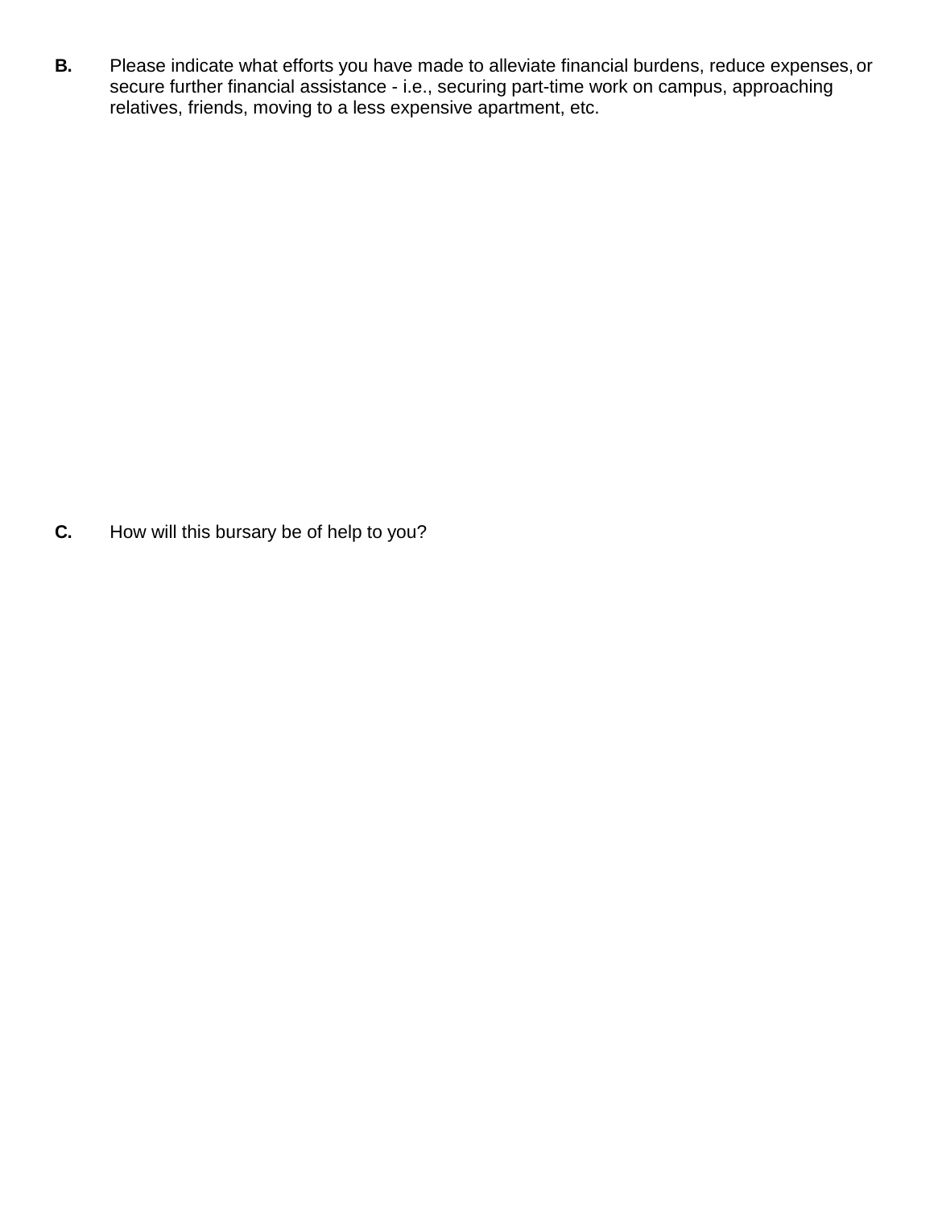**B.** Please indicate what efforts you have made to alleviate financial burdens, reduce expenses, or secure further financial assistance - i.e., securing part-time work on campus, approaching relatives, friends, moving to a less expensive apartment, etc.

**C.** How will this bursary be of help to you?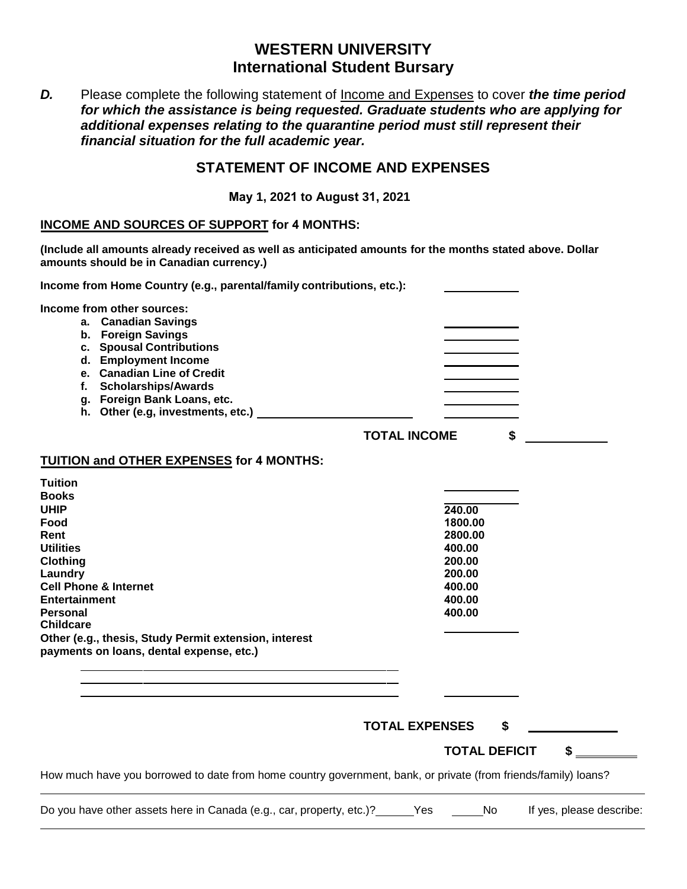# WESTERN UNIVERSITY
## International Student Bursary

***D.*** Please complete the following statement of Income and Expenses to cover ***the time period for which the assistance is being requested. Graduate students who are applying for additional expenses relating to the quarantine period must still represent their financial situation for the full academic year.***

## STATEMENT OF INCOME AND EXPENSES

**May 1, 2021 to August 31, 2021**

**INCOME AND SOURCES OF SUPPORT for 4 MONTHS:**

**(Include all amounts already received as well as anticipated amounts for the months stated above. Dollar amounts should be in Canadian currency.)**

**Income from Home Country (e.g., parental/family contributions, etc.):** ____________

**Income from other sources:**

- **a. Canadian Savings** ____________
- **b. Foreign Savings** ____________
- **c. Spousal Contributions** ____________
- **d. Employment Income** ____________
- **e. Canadian Line of Credit** ____________
- **f. Scholarships/Awards** ____________
- **g. Foreign Bank Loans, etc.** ____________
- **h. Other (e.g, investments, etc.)** ________________________ ____________

**TOTAL INCOME $** ____________

**TUITION and OTHER EXPENSES for 4 MONTHS:**

| Expense | Amount |
|---|---|
| **Tuition** | |
| **Books** | |
| **UHIP** | 240.00 |
| **Food** | 1800.00 |
| **Rent** | 2800.00 |
| **Utilities** | 400.00 |
| **Clothing** | 200.00 |
| **Laundry** | 200.00 |
| **Cell Phone & Internet** | 400.00 |
| **Entertainment** | 400.00 |
| **Personal** | 400.00 |
| **Childcare** | |
| **Other (e.g., thesis, Study Permit extension, interest payments on loans, dental expense, etc.)** | |

________________________________________________

________________________________________________

________________________________________________ ____________

**TOTAL EXPENSES $** ____________

**TOTAL DEFICIT $** ____________

How much have you borrowed to date from home country government, bank, or private (from friends/family) loans?

________________________________________________________________________________

Do you have other assets here in Canada (e.g., car, property, etc.)? ______Yes ______No If yes, please describe:

________________________________________________________________________________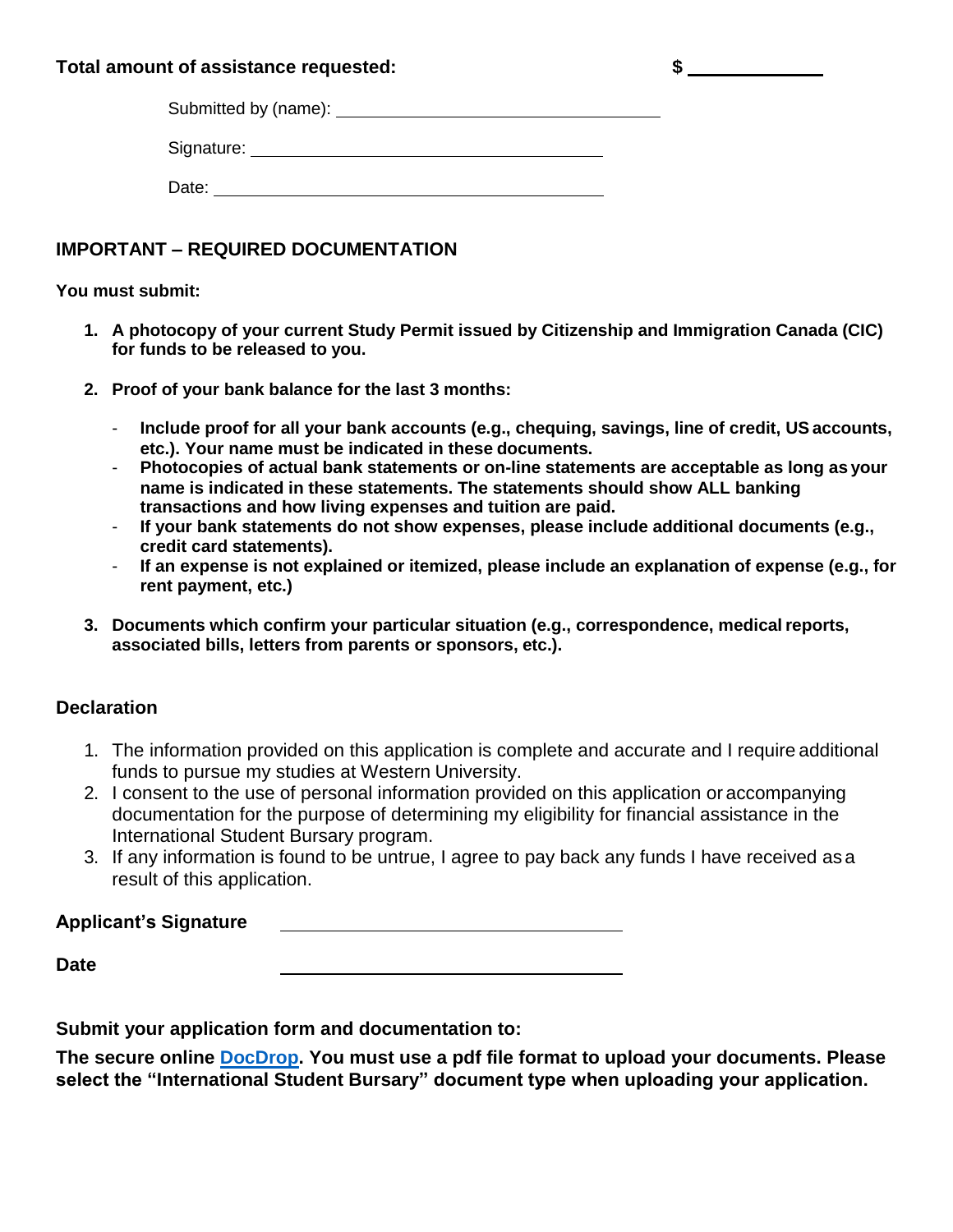**Total amount of assistance requested:** **$ ____________**

Submitted by (name): ______________________________

Signature: ______________________________

Date: ______________________________

## IMPORTANT – REQUIRED DOCUMENTATION

**You must submit:**

1. **A photocopy of your current Study Permit issued by Citizenship and Immigration Canada (CIC) for funds to be released to you.**

2. **Proof of your bank balance for the last 3 months:**
   - **Include proof for all your bank accounts (e.g., chequing, savings, line of credit, US accounts, etc.). Your name must be indicated in these documents.**
   - **Photocopies of actual bank statements or on-line statements are acceptable as long as your name is indicated in these statements. The statements should show ALL banking transactions and how living expenses and tuition are paid.**
   - **If your bank statements do not show expenses, please include additional documents (e.g., credit card statements).**
   - **If an expense is not explained or itemized, please include an explanation of expense (e.g., for rent payment, etc.)**

3. **Documents which confirm your particular situation (e.g., correspondence, medical reports, associated bills, letters from parents or sponsors, etc.).**

### Declaration

1. The information provided on this application is complete and accurate and I require additional funds to pursue my studies at Western University.
2. I consent to the use of personal information provided on this application or accompanying documentation for the purpose of determining my eligibility for financial assistance in the International Student Bursary program.
3. If any information is found to be untrue, I agree to pay back any funds I have received as a result of this application.

**Applicant's Signature** ______________________________

**Date** ______________________________

**Submit your application form and documentation to:**

**The secure online DocDrop. You must use a pdf file format to upload your documents. Please select the "International Student Bursary" document type when uploading your application.**